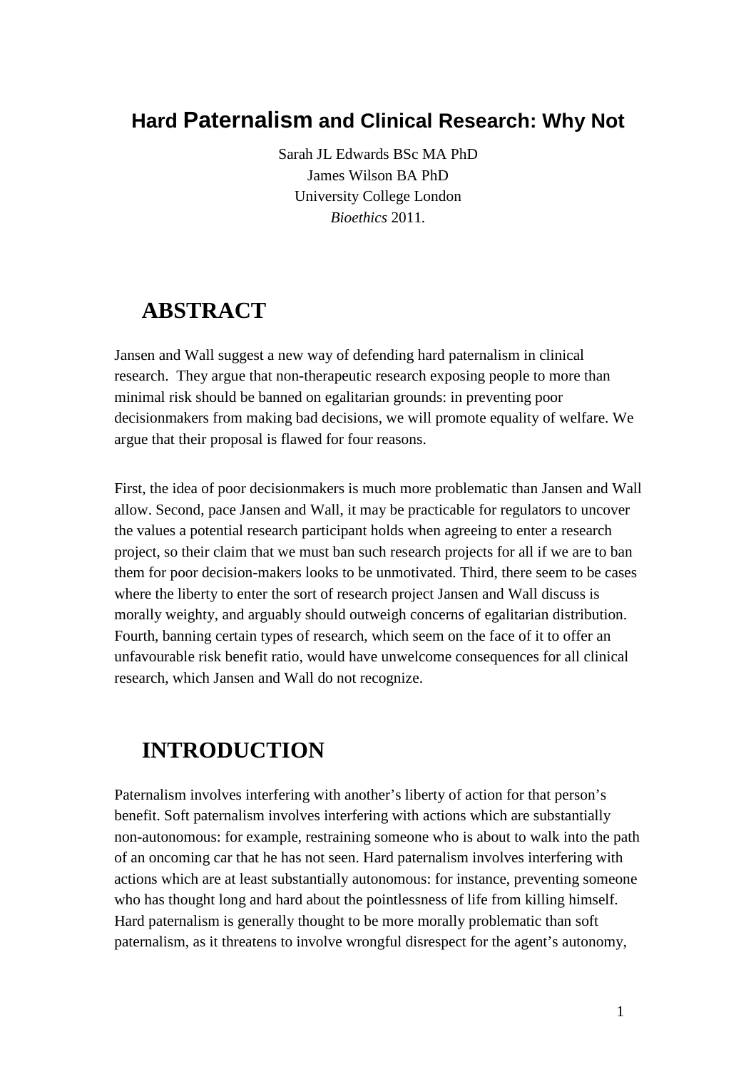# Hard Paternalism and Clinical Research: Why Not

Sarah JL Edwards BSc MA PhD
James Wilson BA PhD
University College London
*Bioethics* 2011.

## ABSTRACT

Jansen and Wall suggest a new way of defending hard paternalism in clinical research. They argue that non-therapeutic research exposing people to more than minimal risk should be banned on egalitarian grounds: in preventing poor decisionmakers from making bad decisions, we will promote equality of welfare. We argue that their proposal is flawed for four reasons.

First, the idea of poor decisionmakers is much more problematic than Jansen and Wall allow. Second, pace Jansen and Wall, it may be practicable for regulators to uncover the values a potential research participant holds when agreeing to enter a research project, so their claim that we must ban such research projects for all if we are to ban them for poor decision-makers looks to be unmotivated. Third, there seem to be cases where the liberty to enter the sort of research project Jansen and Wall discuss is morally weighty, and arguably should outweigh concerns of egalitarian distribution. Fourth, banning certain types of research, which seem on the face of it to offer an unfavourable risk benefit ratio, would have unwelcome consequences for all clinical research, which Jansen and Wall do not recognize.

## INTRODUCTION

Paternalism involves interfering with another's liberty of action for that person's benefit. Soft paternalism involves interfering with actions which are substantially non-autonomous: for example, restraining someone who is about to walk into the path of an oncoming car that he has not seen. Hard paternalism involves interfering with actions which are at least substantially autonomous: for instance, preventing someone who has thought long and hard about the pointlessness of life from killing himself. Hard paternalism is generally thought to be more morally problematic than soft paternalism, as it threatens to involve wrongful disrespect for the agent's autonomy,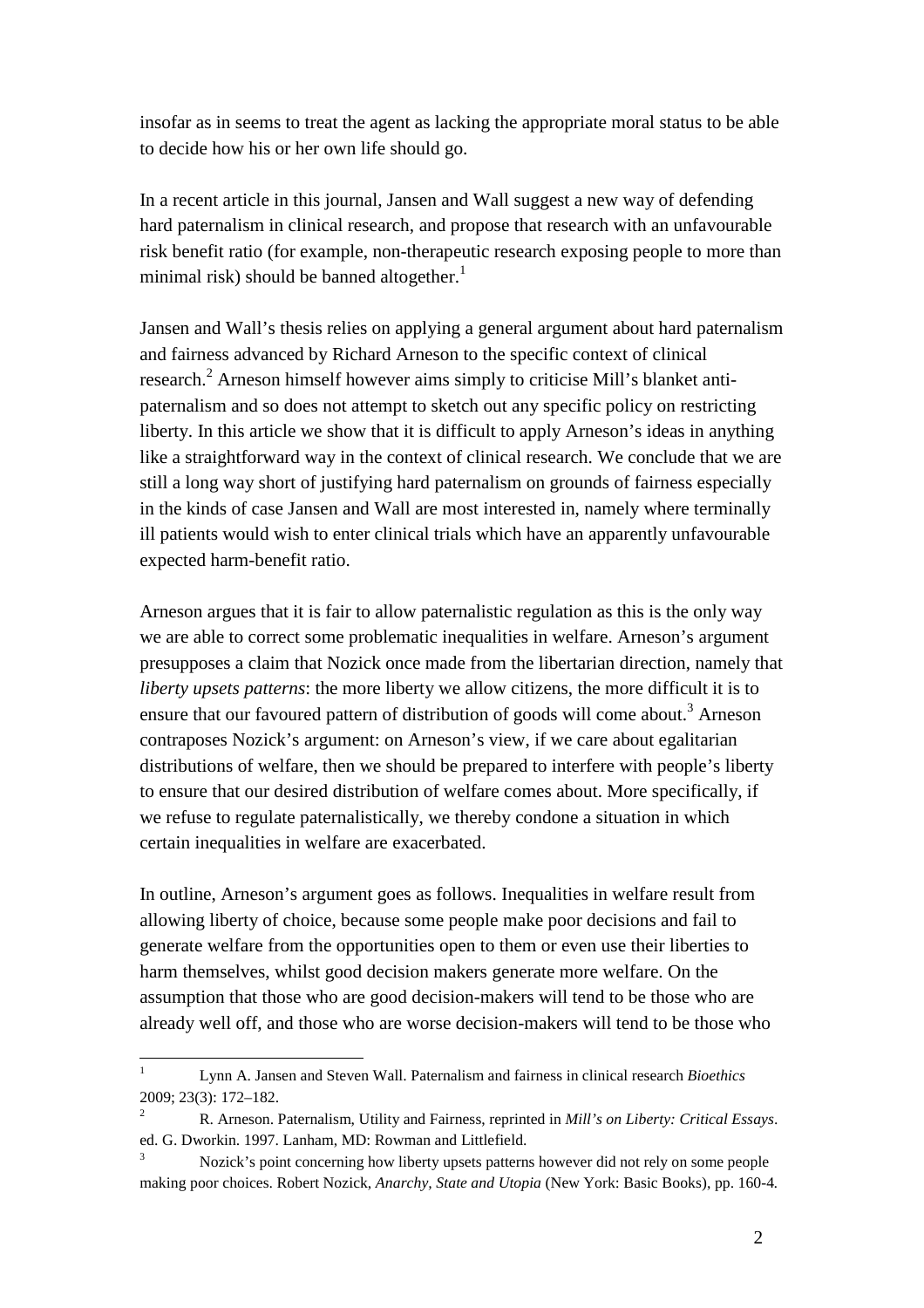insofar as in seems to treat the agent as lacking the appropriate moral status to be able to decide how his or her own life should go.

In a recent article in this journal, Jansen and Wall suggest a new way of defending hard paternalism in clinical research, and propose that research with an unfavourable risk benefit ratio (for example, non-therapeutic research exposing people to more than minimal risk) should be banned altogether.[1]

Jansen and Wall's thesis relies on applying a general argument about hard paternalism and fairness advanced by Richard Arneson to the specific context of clinical research.[2] Arneson himself however aims simply to criticise Mill's blanket anti-paternalism and so does not attempt to sketch out any specific policy on restricting liberty. In this article we show that it is difficult to apply Arneson's ideas in anything like a straightforward way in the context of clinical research. We conclude that we are still a long way short of justifying hard paternalism on grounds of fairness especially in the kinds of case Jansen and Wall are most interested in, namely where terminally ill patients would wish to enter clinical trials which have an apparently unfavourable expected harm-benefit ratio.

Arneson argues that it is fair to allow paternalistic regulation as this is the only way we are able to correct some problematic inequalities in welfare. Arneson's argument presupposes a claim that Nozick once made from the libertarian direction, namely that *liberty upsets patterns*: the more liberty we allow citizens, the more difficult it is to ensure that our favoured pattern of distribution of goods will come about.[3] Arneson contraposes Nozick's argument: on Arneson's view, if we care about egalitarian distributions of welfare, then we should be prepared to interfere with people's liberty to ensure that our desired distribution of welfare comes about. More specifically, if we refuse to regulate paternalistically, we thereby condone a situation in which certain inequalities in welfare are exacerbated.

In outline, Arneson's argument goes as follows. Inequalities in welfare result from allowing liberty of choice, because some people make poor decisions and fail to generate welfare from the opportunities open to them or even use their liberties to harm themselves, whilst good decision makers generate more welfare. On the assumption that those who are good decision-makers will tend to be those who are already well off, and those who are worse decision-makers will tend to be those who

---

[1] Lynn A. Jansen and Steven Wall. Paternalism and fairness in clinical research *Bioethics* 2009; 23(3): 172–182.

[2] R. Arneson. Paternalism, Utility and Fairness, reprinted in *Mill's on Liberty: Critical Essays*. ed. G. Dworkin. 1997. Lanham, MD: Rowman and Littlefield.

[3] Nozick's point concerning how liberty upsets patterns however did not rely on some people making poor choices. Robert Nozick, *Anarchy, State and Utopia* (New York: Basic Books), pp. 160-4.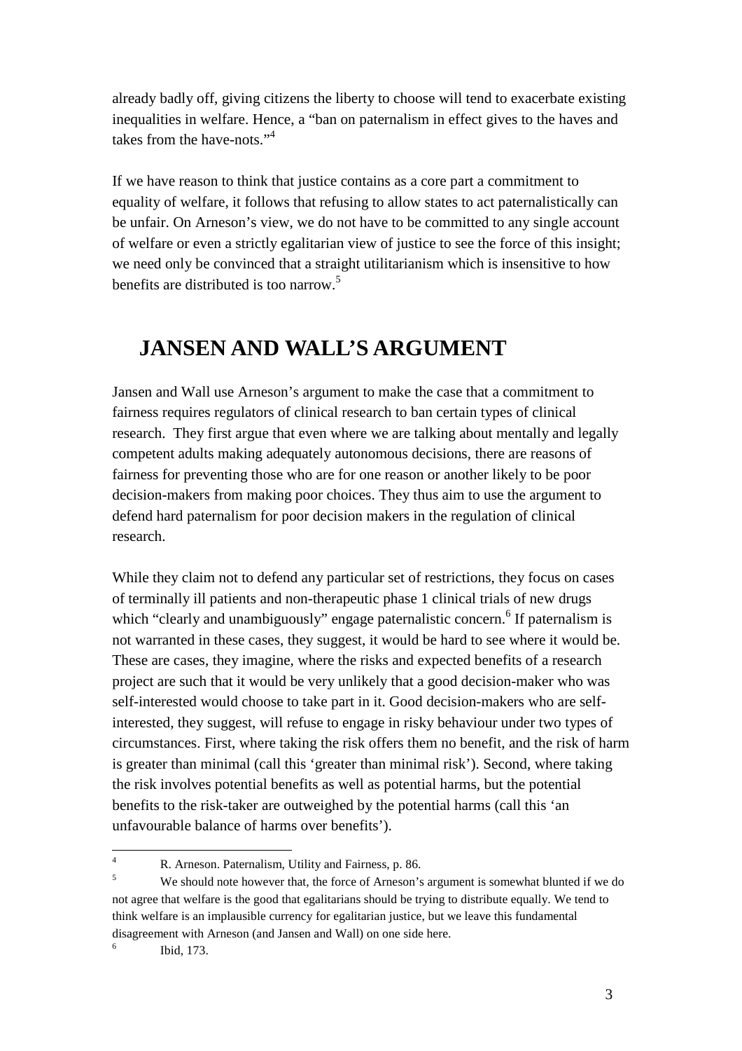already badly off, giving citizens the liberty to choose will tend to exacerbate existing inequalities in welfare. Hence, a "ban on paternalism in effect gives to the haves and takes from the have-nots."[4]

If we have reason to think that justice contains as a core part a commitment to equality of welfare, it follows that refusing to allow states to act paternalistically can be unfair. On Arneson's view, we do not have to be committed to any single account of welfare or even a strictly egalitarian view of justice to see the force of this insight; we need only be convinced that a straight utilitarianism which is insensitive to how benefits are distributed is too narrow.[5]

## JANSEN AND WALL'S ARGUMENT

Jansen and Wall use Arneson's argument to make the case that a commitment to fairness requires regulators of clinical research to ban certain types of clinical research. They first argue that even where we are talking about mentally and legally competent adults making adequately autonomous decisions, there are reasons of fairness for preventing those who are for one reason or another likely to be poor decision-makers from making poor choices. They thus aim to use the argument to defend hard paternalism for poor decision makers in the regulation of clinical research.

While they claim not to defend any particular set of restrictions, they focus on cases of terminally ill patients and non-therapeutic phase 1 clinical trials of new drugs which "clearly and unambiguously" engage paternalistic concern.[6] If paternalism is not warranted in these cases, they suggest, it would be hard to see where it would be. These are cases, they imagine, where the risks and expected benefits of a research project are such that it would be very unlikely that a good decision-maker who was self-interested would choose to take part in it. Good decision-makers who are self-interested, they suggest, will refuse to engage in risky behaviour under two types of circumstances. First, where taking the risk offers them no benefit, and the risk of harm is greater than minimal (call this 'greater than minimal risk'). Second, where taking the risk involves potential benefits as well as potential harms, but the potential benefits to the risk-taker are outweighed by the potential harms (call this 'an unfavourable balance of harms over benefits').

[4] R. Arneson. Paternalism, Utility and Fairness, p. 86.

[5] We should note however that, the force of Arneson's argument is somewhat blunted if we do not agree that welfare is the good that egalitarians should be trying to distribute equally. We tend to think welfare is an implausible currency for egalitarian justice, but we leave this fundamental disagreement with Arneson (and Jansen and Wall) on one side here.

[6] Ibid, 173.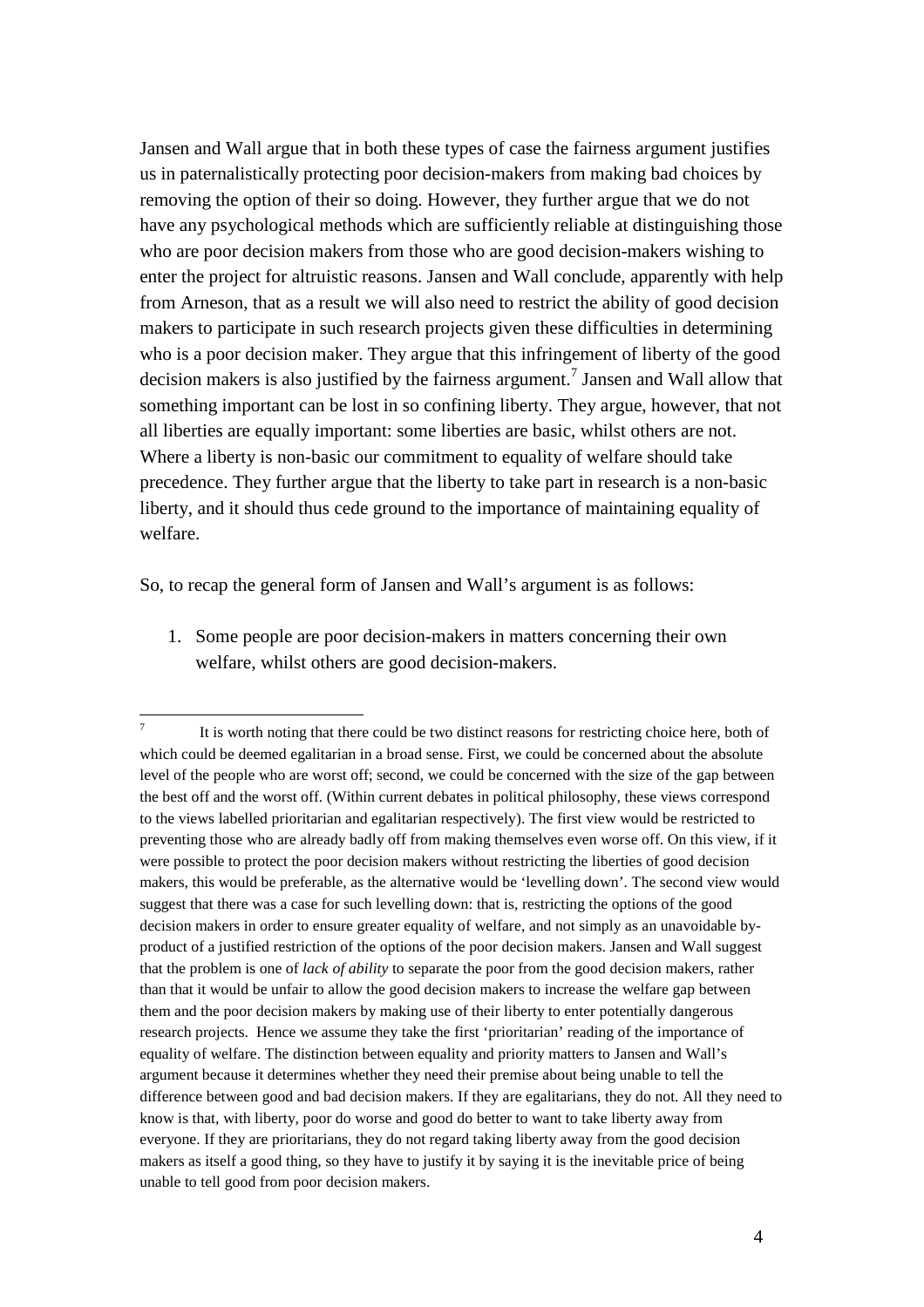Jansen and Wall argue that in both these types of case the fairness argument justifies us in paternalistically protecting poor decision-makers from making bad choices by removing the option of their so doing. However, they further argue that we do not have any psychological methods which are sufficiently reliable at distinguishing those who are poor decision makers from those who are good decision-makers wishing to enter the project for altruistic reasons. Jansen and Wall conclude, apparently with help from Arneson, that as a result we will also need to restrict the ability of good decision makers to participate in such research projects given these difficulties in determining who is a poor decision maker. They argue that this infringement of liberty of the good decision makers is also justified by the fairness argument.[7] Jansen and Wall allow that something important can be lost in so confining liberty. They argue, however, that not all liberties are equally important: some liberties are basic, whilst others are not. Where a liberty is non-basic our commitment to equality of welfare should take precedence. They further argue that the liberty to take part in research is a non-basic liberty, and it should thus cede ground to the importance of maintaining equality of welfare.

So, to recap the general form of Jansen and Wall's argument is as follows:

1. Some people are poor decision-makers in matters concerning their own welfare, whilst others are good decision-makers.

[7] It is worth noting that there could be two distinct reasons for restricting choice here, both of which could be deemed egalitarian in a broad sense. First, we could be concerned about the absolute level of the people who are worst off; second, we could be concerned with the size of the gap between the best off and the worst off. (Within current debates in political philosophy, these views correspond to the views labelled prioritarian and egalitarian respectively). The first view would be restricted to preventing those who are already badly off from making themselves even worse off. On this view, if it were possible to protect the poor decision makers without restricting the liberties of good decision makers, this would be preferable, as the alternative would be 'levelling down'. The second view would suggest that there was a case for such levelling down: that is, restricting the options of the good decision makers in order to ensure greater equality of welfare, and not simply as an unavoidable by-product of a justified restriction of the options of the poor decision makers. Jansen and Wall suggest that the problem is one of *lack of ability* to separate the poor from the good decision makers, rather than that it would be unfair to allow the good decision makers to increase the welfare gap between them and the poor decision makers by making use of their liberty to enter potentially dangerous research projects. Hence we assume they take the first 'prioritarian' reading of the importance of equality of welfare. The distinction between equality and priority matters to Jansen and Wall's argument because it determines whether they need their premise about being unable to tell the difference between good and bad decision makers. If they are egalitarians, they do not. All they need to know is that, with liberty, poor do worse and good do better to want to take liberty away from everyone. If they are prioritarians, they do not regard taking liberty away from the good decision makers as itself a good thing, so they have to justify it by saying it is the inevitable price of being unable to tell good from poor decision makers.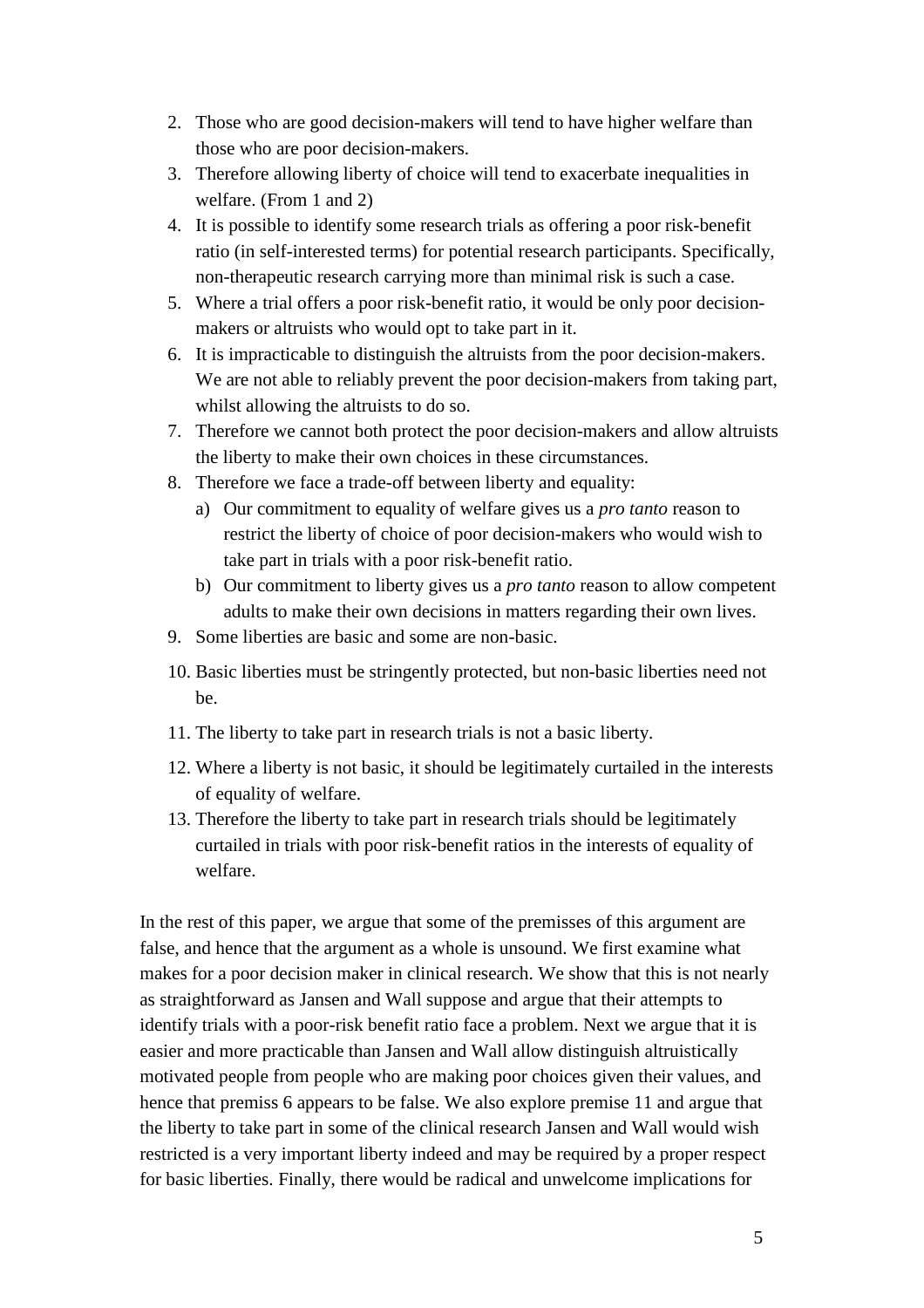2. Those who are good decision-makers will tend to have higher welfare than those who are poor decision-makers.
3. Therefore allowing liberty of choice will tend to exacerbate inequalities in welfare. (From 1 and 2)
4. It is possible to identify some research trials as offering a poor risk-benefit ratio (in self-interested terms) for potential research participants. Specifically, non-therapeutic research carrying more than minimal risk is such a case.
5. Where a trial offers a poor risk-benefit ratio, it would be only poor decision-makers or altruists who would opt to take part in it.
6. It is impracticable to distinguish the altruists from the poor decision-makers. We are not able to reliably prevent the poor decision-makers from taking part, whilst allowing the altruists to do so.
7. Therefore we cannot both protect the poor decision-makers and allow altruists the liberty to make their own choices in these circumstances.
8. Therefore we face a trade-off between liberty and equality:
   a) Our commitment to equality of welfare gives us a *pro tanto* reason to restrict the liberty of choice of poor decision-makers who would wish to take part in trials with a poor risk-benefit ratio.
   b) Our commitment to liberty gives us a *pro tanto* reason to allow competent adults to make their own decisions in matters regarding their own lives.
9. Some liberties are basic and some are non-basic.
10. Basic liberties must be stringently protected, but non-basic liberties need not be.
11. The liberty to take part in research trials is not a basic liberty.
12. Where a liberty is not basic, it should be legitimately curtailed in the interests of equality of welfare.
13. Therefore the liberty to take part in research trials should be legitimately curtailed in trials with poor risk-benefit ratios in the interests of equality of welfare.

In the rest of this paper, we argue that some of the premisses of this argument are false, and hence that the argument as a whole is unsound. We first examine what makes for a poor decision maker in clinical research. We show that this is not nearly as straightforward as Jansen and Wall suppose and argue that their attempts to identify trials with a poor-risk benefit ratio face a problem. Next we argue that it is easier and more practicable than Jansen and Wall allow distinguish altruistically motivated people from people who are making poor choices given their values, and hence that premiss 6 appears to be false. We also explore premise 11 and argue that the liberty to take part in some of the clinical research Jansen and Wall would wish restricted is a very important liberty indeed and may be required by a proper respect for basic liberties. Finally, there would be radical and unwelcome implications for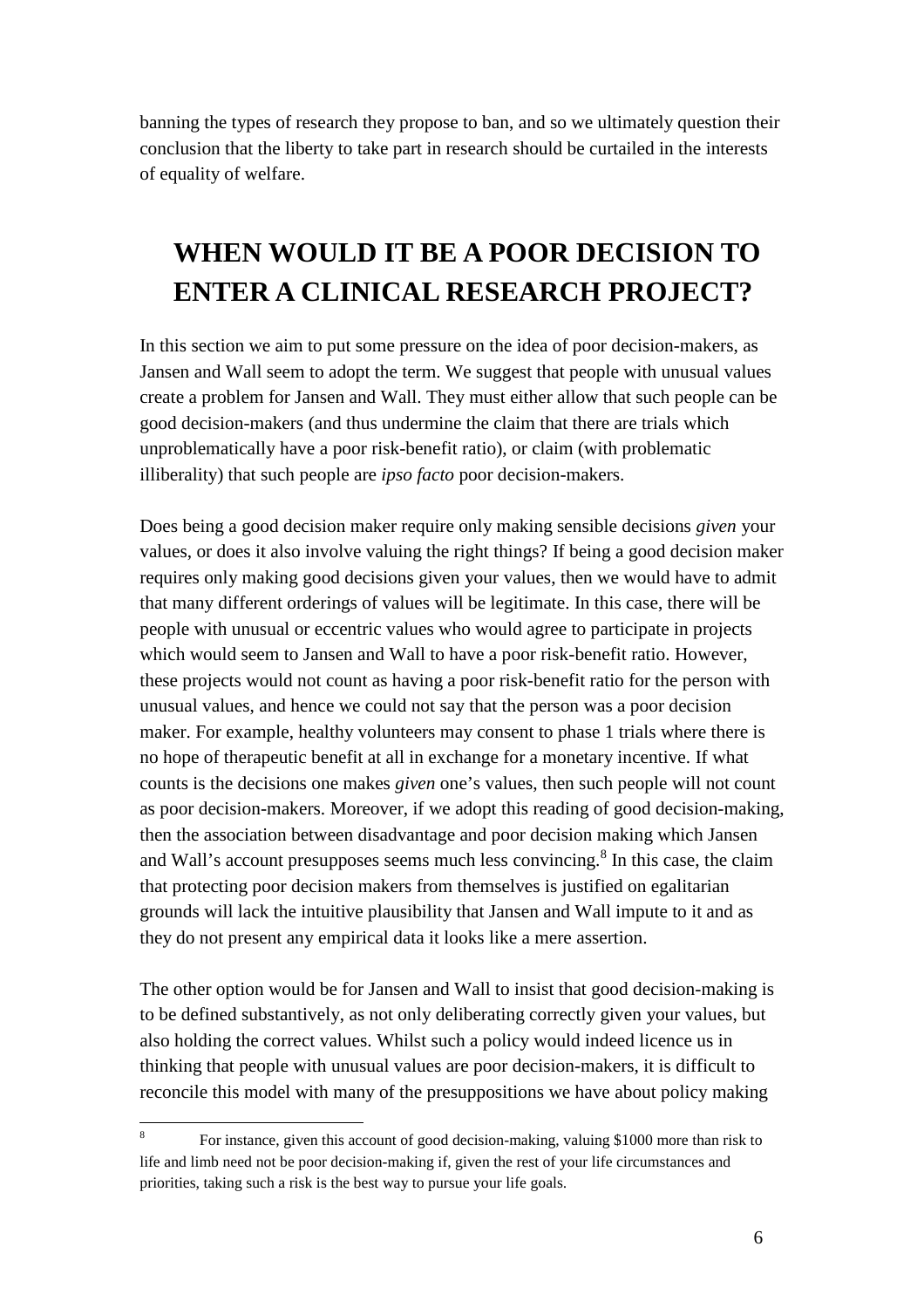banning the types of research they propose to ban, and so we ultimately question their conclusion that the liberty to take part in research should be curtailed in the interests of equality of welfare.

# WHEN WOULD IT BE A POOR DECISION TO ENTER A CLINICAL RESEARCH PROJECT?

In this section we aim to put some pressure on the idea of poor decision-makers, as Jansen and Wall seem to adopt the term. We suggest that people with unusual values create a problem for Jansen and Wall. They must either allow that such people can be good decision-makers (and thus undermine the claim that there are trials which unproblematically have a poor risk-benefit ratio), or claim (with problematic illiberality) that such people are *ipso facto* poor decision-makers.

Does being a good decision maker require only making sensible decisions *given* your values, or does it also involve valuing the right things? If being a good decision maker requires only making good decisions given your values, then we would have to admit that many different orderings of values will be legitimate. In this case, there will be people with unusual or eccentric values who would agree to participate in projects which would seem to Jansen and Wall to have a poor risk-benefit ratio. However, these projects would not count as having a poor risk-benefit ratio for the person with unusual values, and hence we could not say that the person was a poor decision maker. For example, healthy volunteers may consent to phase 1 trials where there is no hope of therapeutic benefit at all in exchange for a monetary incentive. If what counts is the decisions one makes *given* one's values, then such people will not count as poor decision-makers. Moreover, if we adopt this reading of good decision-making, then the association between disadvantage and poor decision making which Jansen and Wall's account presupposes seems much less convincing.[8] In this case, the claim that protecting poor decision makers from themselves is justified on egalitarian grounds will lack the intuitive plausibility that Jansen and Wall impute to it and as they do not present any empirical data it looks like a mere assertion.

The other option would be for Jansen and Wall to insist that good decision-making is to be defined substantively, as not only deliberating correctly given your values, but also holding the correct values. Whilst such a policy would indeed licence us in thinking that people with unusual values are poor decision-makers, it is difficult to reconcile this model with many of the presuppositions we have about policy making

---

[8] For instance, given this account of good decision-making, valuing $1000 more than risk to life and limb need not be poor decision-making if, given the rest of your life circumstances and priorities, taking such a risk is the best way to pursue your life goals.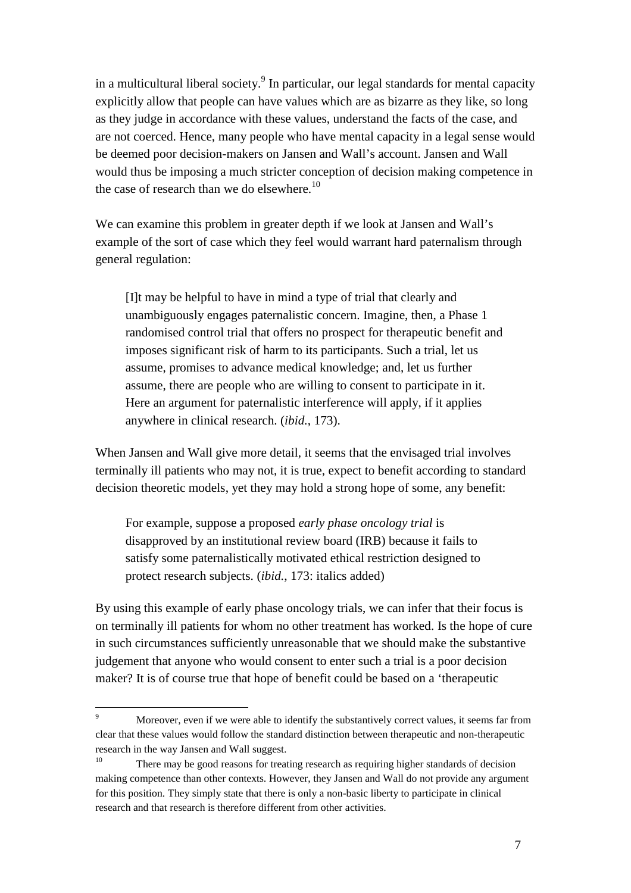in a multicultural liberal society.[9] In particular, our legal standards for mental capacity explicitly allow that people can have values which are as bizarre as they like, so long as they judge in accordance with these values, understand the facts of the case, and are not coerced. Hence, many people who have mental capacity in a legal sense would be deemed poor decision-makers on Jansen and Wall's account. Jansen and Wall would thus be imposing a much stricter conception of decision making competence in the case of research than we do elsewhere.[10]

We can examine this problem in greater depth if we look at Jansen and Wall's example of the sort of case which they feel would warrant hard paternalism through general regulation:

> [I]t may be helpful to have in mind a type of trial that clearly and unambiguously engages paternalistic concern. Imagine, then, a Phase 1 randomised control trial that offers no prospect for therapeutic benefit and imposes significant risk of harm to its participants. Such a trial, let us assume, promises to advance medical knowledge; and, let us further assume, there are people who are willing to consent to participate in it. Here an argument for paternalistic interference will apply, if it applies anywhere in clinical research. (*ibid.*, 173).

When Jansen and Wall give more detail, it seems that the envisaged trial involves terminally ill patients who may not, it is true, expect to benefit according to standard decision theoretic models, yet they may hold a strong hope of some, any benefit:

> For example, suppose a proposed *early phase oncology trial* is disapproved by an institutional review board (IRB) because it fails to satisfy some paternalistically motivated ethical restriction designed to protect research subjects. (*ibid.*, 173: italics added)

By using this example of early phase oncology trials, we can infer that their focus is on terminally ill patients for whom no other treatment has worked. Is the hope of cure in such circumstances sufficiently unreasonable that we should make the substantive judgement that anyone who would consent to enter such a trial is a poor decision maker? It is of course true that hope of benefit could be based on a 'therapeutic

---

[9] Moreover, even if we were able to identify the substantively correct values, it seems far from clear that these values would follow the standard distinction between therapeutic and non-therapeutic research in the way Jansen and Wall suggest.

[10] There may be good reasons for treating research as requiring higher standards of decision making competence than other contexts. However, they Jansen and Wall do not provide any argument for this position. They simply state that there is only a non-basic liberty to participate in clinical research and that research is therefore different from other activities.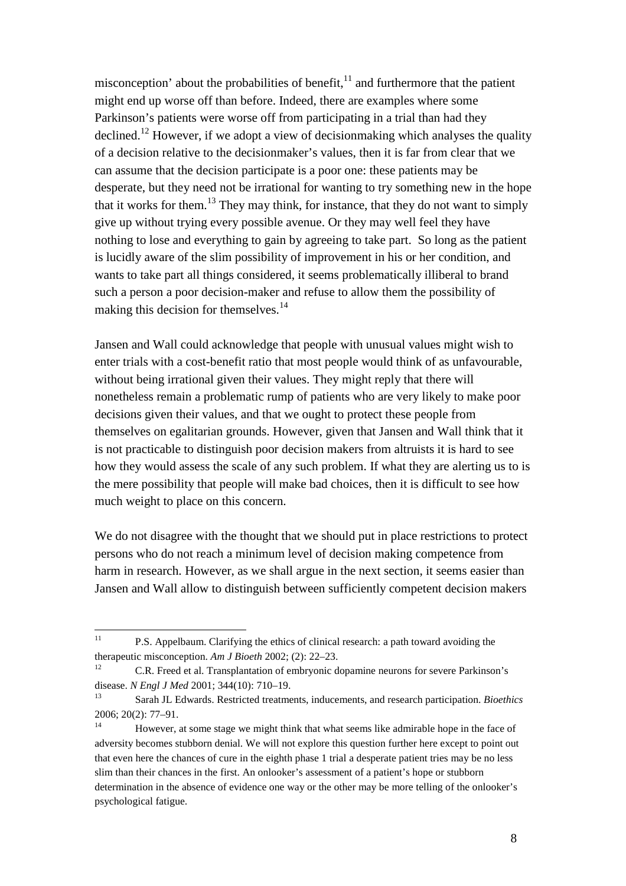misconception' about the probabilities of benefit,[11] and furthermore that the patient might end up worse off than before. Indeed, there are examples where some Parkinson's patients were worse off from participating in a trial than had they declined.[12] However, if we adopt a view of decisionmaking which analyses the quality of a decision relative to the decisionmaker's values, then it is far from clear that we can assume that the decision participate is a poor one: these patients may be desperate, but they need not be irrational for wanting to try something new in the hope that it works for them.[13] They may think, for instance, that they do not want to simply give up without trying every possible avenue. Or they may well feel they have nothing to lose and everything to gain by agreeing to take part. So long as the patient is lucidly aware of the slim possibility of improvement in his or her condition, and wants to take part all things considered, it seems problematically illiberal to brand such a person a poor decision-maker and refuse to allow them the possibility of making this decision for themselves.[14]

Jansen and Wall could acknowledge that people with unusual values might wish to enter trials with a cost-benefit ratio that most people would think of as unfavourable, without being irrational given their values. They might reply that there will nonetheless remain a problematic rump of patients who are very likely to make poor decisions given their values, and that we ought to protect these people from themselves on egalitarian grounds. However, given that Jansen and Wall think that it is not practicable to distinguish poor decision makers from altruists it is hard to see how they would assess the scale of any such problem. If what they are alerting us to is the mere possibility that people will make bad choices, then it is difficult to see how much weight to place on this concern.

We do not disagree with the thought that we should put in place restrictions to protect persons who do not reach a minimum level of decision making competence from harm in research. However, as we shall argue in the next section, it seems easier than Jansen and Wall allow to distinguish between sufficiently competent decision makers

---

[11] P.S. Appelbaum. Clarifying the ethics of clinical research: a path toward avoiding the therapeutic misconception. *Am J Bioeth* 2002; (2): 22–23.

[12] C.R. Freed et al. Transplantation of embryonic dopamine neurons for severe Parkinson's disease. *N Engl J Med* 2001; 344(10): 710–19.

[13] Sarah JL Edwards. Restricted treatments, inducements, and research participation. *Bioethics* 2006; 20(2): 77–91.

[14] However, at some stage we might think that what seems like admirable hope in the face of adversity becomes stubborn denial. We will not explore this question further here except to point out that even here the chances of cure in the eighth phase 1 trial a desperate patient tries may be no less slim than their chances in the first. An onlooker's assessment of a patient's hope or stubborn determination in the absence of evidence one way or the other may be more telling of the onlooker's psychological fatigue.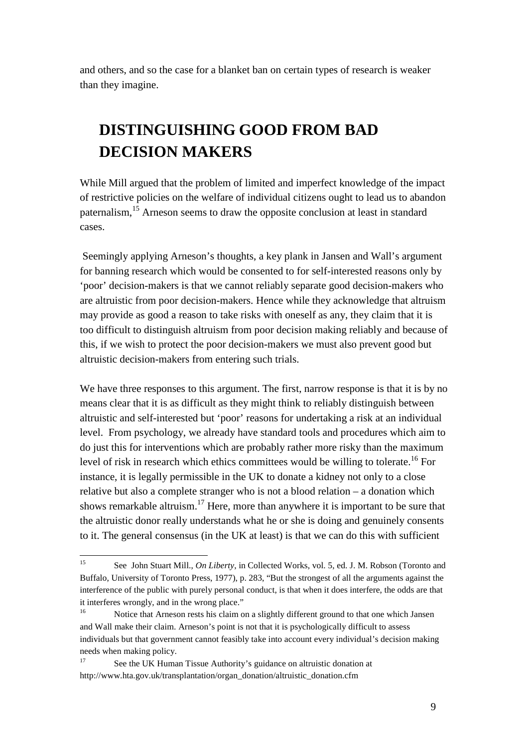and others, and so the case for a blanket ban on certain types of research is weaker than they imagine.

# DISTINGUISHING GOOD FROM BAD DECISION MAKERS

While Mill argued that the problem of limited and imperfect knowledge of the impact of restrictive policies on the welfare of individual citizens ought to lead us to abandon paternalism,[15] Arneson seems to draw the opposite conclusion at least in standard cases.

Seemingly applying Arneson's thoughts, a key plank in Jansen and Wall's argument for banning research which would be consented to for self-interested reasons only by 'poor' decision-makers is that we cannot reliably separate good decision-makers who are altruistic from poor decision-makers. Hence while they acknowledge that altruism may provide as good a reason to take risks with oneself as any, they claim that it is too difficult to distinguish altruism from poor decision making reliably and because of this, if we wish to protect the poor decision-makers we must also prevent good but altruistic decision-makers from entering such trials.

We have three responses to this argument. The first, narrow response is that it is by no means clear that it is as difficult as they might think to reliably distinguish between altruistic and self-interested but 'poor' reasons for undertaking a risk at an individual level. From psychology, we already have standard tools and procedures which aim to do just this for interventions which are probably rather more risky than the maximum level of risk in research which ethics committees would be willing to tolerate.[16] For instance, it is legally permissible in the UK to donate a kidney not only to a close relative but also a complete stranger who is not a blood relation – a donation which shows remarkable altruism.[17] Here, more than anywhere it is important to be sure that the altruistic donor really understands what he or she is doing and genuinely consents to it. The general consensus (in the UK at least) is that we can do this with sufficient

---

[15] See John Stuart Mill., *On Liberty*, in Collected Works, vol. 5, ed. J. M. Robson (Toronto and Buffalo, University of Toronto Press, 1977), p. 283, "But the strongest of all the arguments against the interference of the public with purely personal conduct, is that when it does interfere, the odds are that it interferes wrongly, and in the wrong place."

[16] Notice that Arneson rests his claim on a slightly different ground to that one which Jansen and Wall make their claim. Arneson's point is not that it is psychologically difficult to assess individuals but that government cannot feasibly take into account every individual's decision making needs when making policy.

[17] See the UK Human Tissue Authority's guidance on altruistic donation at http://www.hta.gov.uk/transplantation/organ_donation/altruistic_donation.cfm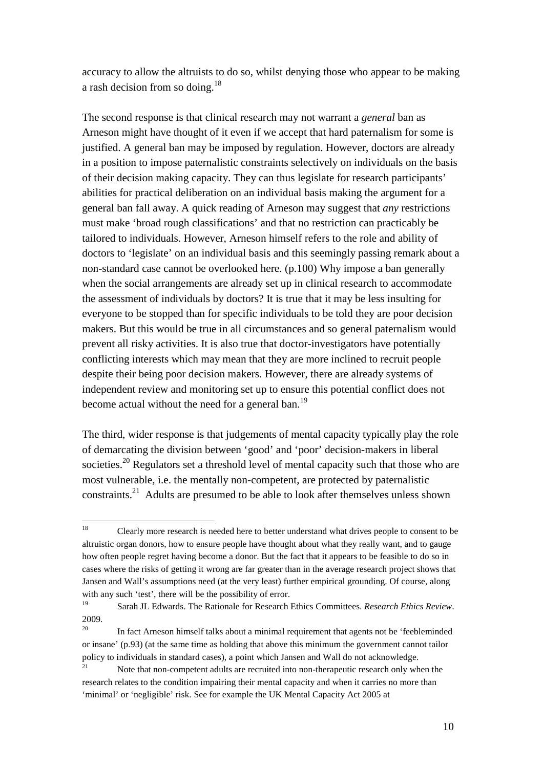accuracy to allow the altruists to do so, whilst denying those who appear to be making a rash decision from so doing.[18]

The second response is that clinical research may not warrant a *general* ban as Arneson might have thought of it even if we accept that hard paternalism for some is justified. A general ban may be imposed by regulation. However, doctors are already in a position to impose paternalistic constraints selectively on individuals on the basis of their decision making capacity. They can thus legislate for research participants' abilities for practical deliberation on an individual basis making the argument for a general ban fall away. A quick reading of Arneson may suggest that *any* restrictions must make 'broad rough classifications' and that no restriction can practicably be tailored to individuals. However, Arneson himself refers to the role and ability of doctors to 'legislate' on an individual basis and this seemingly passing remark about a non-standard case cannot be overlooked here. (p.100) Why impose a ban generally when the social arrangements are already set up in clinical research to accommodate the assessment of individuals by doctors? It is true that it may be less insulting for everyone to be stopped than for specific individuals to be told they are poor decision makers. But this would be true in all circumstances and so general paternalism would prevent all risky activities. It is also true that doctor-investigators have potentially conflicting interests which may mean that they are more inclined to recruit people despite their being poor decision makers. However, there are already systems of independent review and monitoring set up to ensure this potential conflict does not become actual without the need for a general ban.[19]

The third, wider response is that judgements of mental capacity typically play the role of demarcating the division between 'good' and 'poor' decision-makers in liberal societies.[20] Regulators set a threshold level of mental capacity such that those who are most vulnerable, i.e. the mentally non-competent, are protected by paternalistic constraints.[21] Adults are presumed to be able to look after themselves unless shown

---

[18] Clearly more research is needed here to better understand what drives people to consent to be altruistic organ donors, how to ensure people have thought about what they really want, and to gauge how often people regret having become a donor. But the fact that it appears to be feasible to do so in cases where the risks of getting it wrong are far greater than in the average research project shows that Jansen and Wall's assumptions need (at the very least) further empirical grounding. Of course, along with any such 'test', there will be the possibility of error.

[19] Sarah JL Edwards. The Rationale for Research Ethics Committees. *Research Ethics Review*. 2009.

[20] In fact Arneson himself talks about a minimal requirement that agents not be 'feebleminded or insane' (p.93) (at the same time as holding that above this minimum the government cannot tailor policy to individuals in standard cases), a point which Jansen and Wall do not acknowledge.

[21] Note that non-competent adults are recruited into non-therapeutic research only when the research relates to the condition impairing their mental capacity and when it carries no more than 'minimal' or 'negligible' risk. See for example the UK Mental Capacity Act 2005 at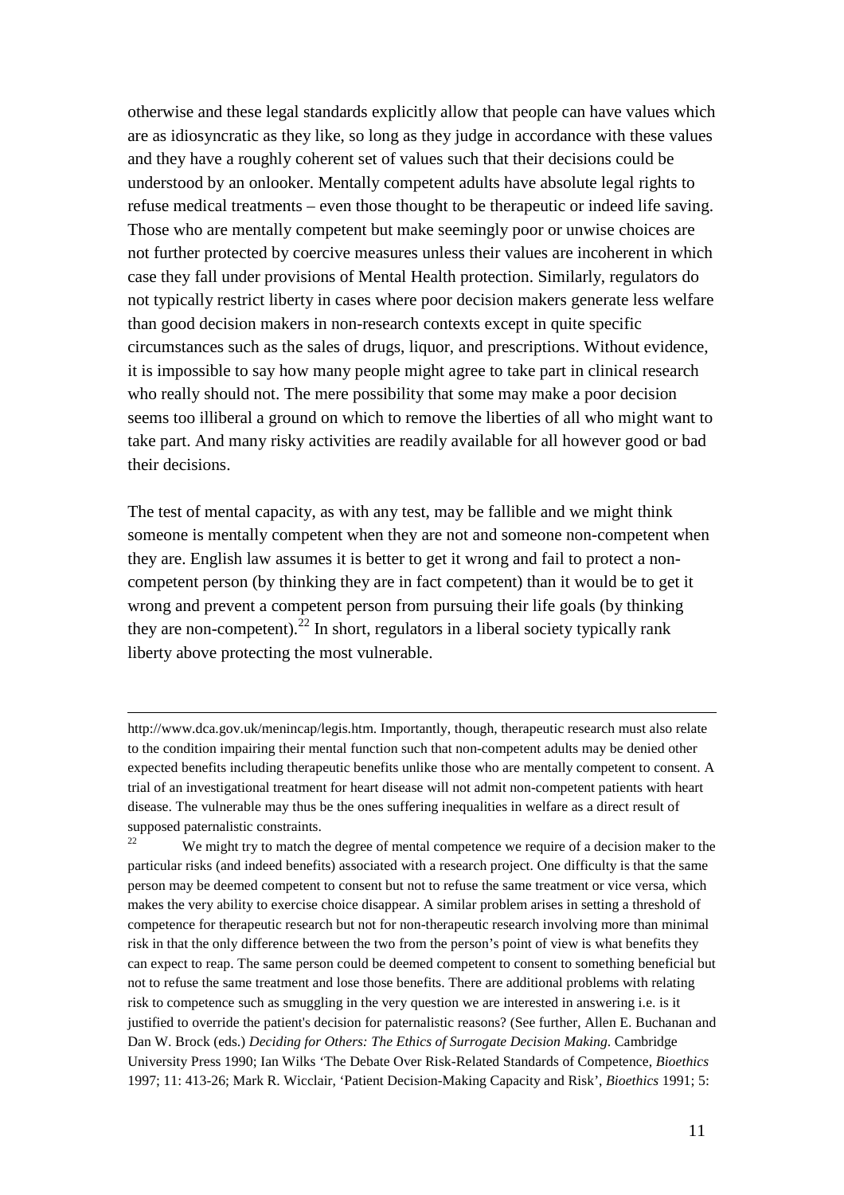otherwise and these legal standards explicitly allow that people can have values which are as idiosyncratic as they like, so long as they judge in accordance with these values and they have a roughly coherent set of values such that their decisions could be understood by an onlooker. Mentally competent adults have absolute legal rights to refuse medical treatments – even those thought to be therapeutic or indeed life saving. Those who are mentally competent but make seemingly poor or unwise choices are not further protected by coercive measures unless their values are incoherent in which case they fall under provisions of Mental Health protection. Similarly, regulators do not typically restrict liberty in cases where poor decision makers generate less welfare than good decision makers in non-research contexts except in quite specific circumstances such as the sales of drugs, liquor, and prescriptions. Without evidence, it is impossible to say how many people might agree to take part in clinical research who really should not. The mere possibility that some may make a poor decision seems too illiberal a ground on which to remove the liberties of all who might want to take part. And many risky activities are readily available for all however good or bad their decisions.

The test of mental capacity, as with any test, may be fallible and we might think someone is mentally competent when they are not and someone non-competent when they are. English law assumes it is better to get it wrong and fail to protect a non-competent person (by thinking they are in fact competent) than it would be to get it wrong and prevent a competent person from pursuing their life goals (by thinking they are non-competent).[22] In short, regulators in a liberal society typically rank liberty above protecting the most vulnerable.

---

http://www.dca.gov.uk/menincap/legis.htm. Importantly, though, therapeutic research must also relate to the condition impairing their mental function such that non-competent adults may be denied other expected benefits including therapeutic benefits unlike those who are mentally competent to consent. A trial of an investigational treatment for heart disease will not admit non-competent patients with heart disease. The vulnerable may thus be the ones suffering inequalities in welfare as a direct result of supposed paternalistic constraints.

[22] We might try to match the degree of mental competence we require of a decision maker to the particular risks (and indeed benefits) associated with a research project. One difficulty is that the same person may be deemed competent to consent but not to refuse the same treatment or vice versa, which makes the very ability to exercise choice disappear. A similar problem arises in setting a threshold of competence for therapeutic research but not for non-therapeutic research involving more than minimal risk in that the only difference between the two from the person's point of view is what benefits they can expect to reap. The same person could be deemed competent to consent to something beneficial but not to refuse the same treatment and lose those benefits. There are additional problems with relating risk to competence such as smuggling in the very question we are interested in answering i.e. is it justified to override the patient's decision for paternalistic reasons? (See further, Allen E. Buchanan and Dan W. Brock (eds.) *Deciding for Others: The Ethics of Surrogate Decision Making*. Cambridge University Press 1990; Ian Wilks 'The Debate Over Risk-Related Standards of Competence, *Bioethics* 1997; 11: 413-26; Mark R. Wicclair, 'Patient Decision-Making Capacity and Risk', *Bioethics* 1991; 5: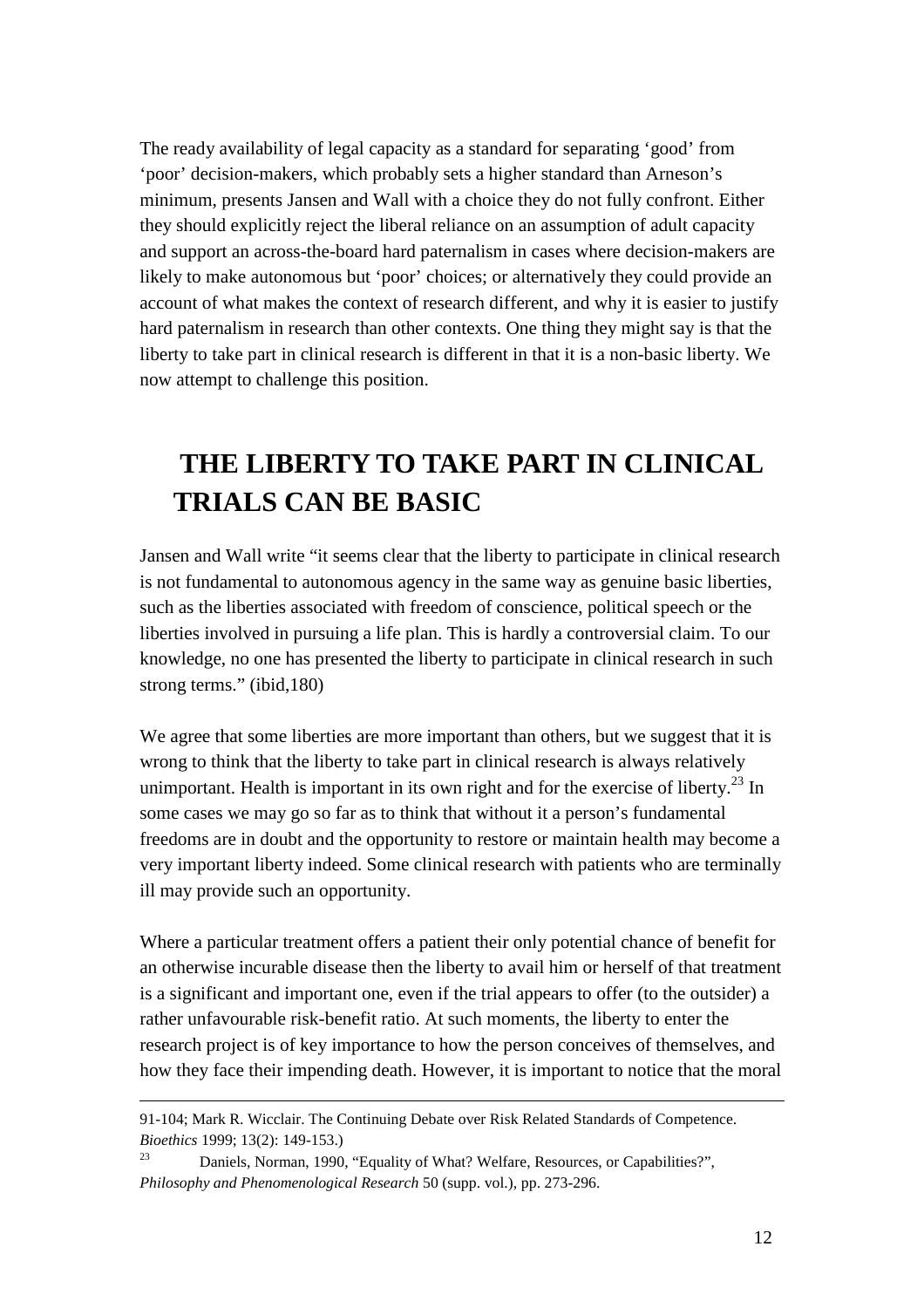The ready availability of legal capacity as a standard for separating 'good' from 'poor' decision-makers, which probably sets a higher standard than Arneson's minimum, presents Jansen and Wall with a choice they do not fully confront. Either they should explicitly reject the liberal reliance on an assumption of adult capacity and support an across-the-board hard paternalism in cases where decision-makers are likely to make autonomous but 'poor' choices; or alternatively they could provide an account of what makes the context of research different, and why it is easier to justify hard paternalism in research than other contexts. One thing they might say is that the liberty to take part in clinical research is different in that it is a non-basic liberty. We now attempt to challenge this position.

# THE LIBERTY TO TAKE PART IN CLINICAL TRIALS CAN BE BASIC

Jansen and Wall write "it seems clear that the liberty to participate in clinical research is not fundamental to autonomous agency in the same way as genuine basic liberties, such as the liberties associated with freedom of conscience, political speech or the liberties involved in pursuing a life plan. This is hardly a controversial claim. To our knowledge, no one has presented the liberty to participate in clinical research in such strong terms." (ibid,180)

We agree that some liberties are more important than others, but we suggest that it is wrong to think that the liberty to take part in clinical research is always relatively unimportant. Health is important in its own right and for the exercise of liberty.[23] In some cases we may go so far as to think that without it a person's fundamental freedoms are in doubt and the opportunity to restore or maintain health may become a very important liberty indeed. Some clinical research with patients who are terminally ill may provide such an opportunity.

Where a particular treatment offers a patient their only potential chance of benefit for an otherwise incurable disease then the liberty to avail him or herself of that treatment is a significant and important one, even if the trial appears to offer (to the outsider) a rather unfavourable risk-benefit ratio. At such moments, the liberty to enter the research project is of key importance to how the person conceives of themselves, and how they face their impending death. However, it is important to notice that the moral

---

91-104; Mark R. Wicclair. The Continuing Debate over Risk Related Standards of Competence. *Bioethics* 1999; 13(2): 149-153.)

[23] Daniels, Norman, 1990, "Equality of What? Welfare, Resources, or Capabilities?", *Philosophy and Phenomenological Research* 50 (supp. vol.), pp. 273-296.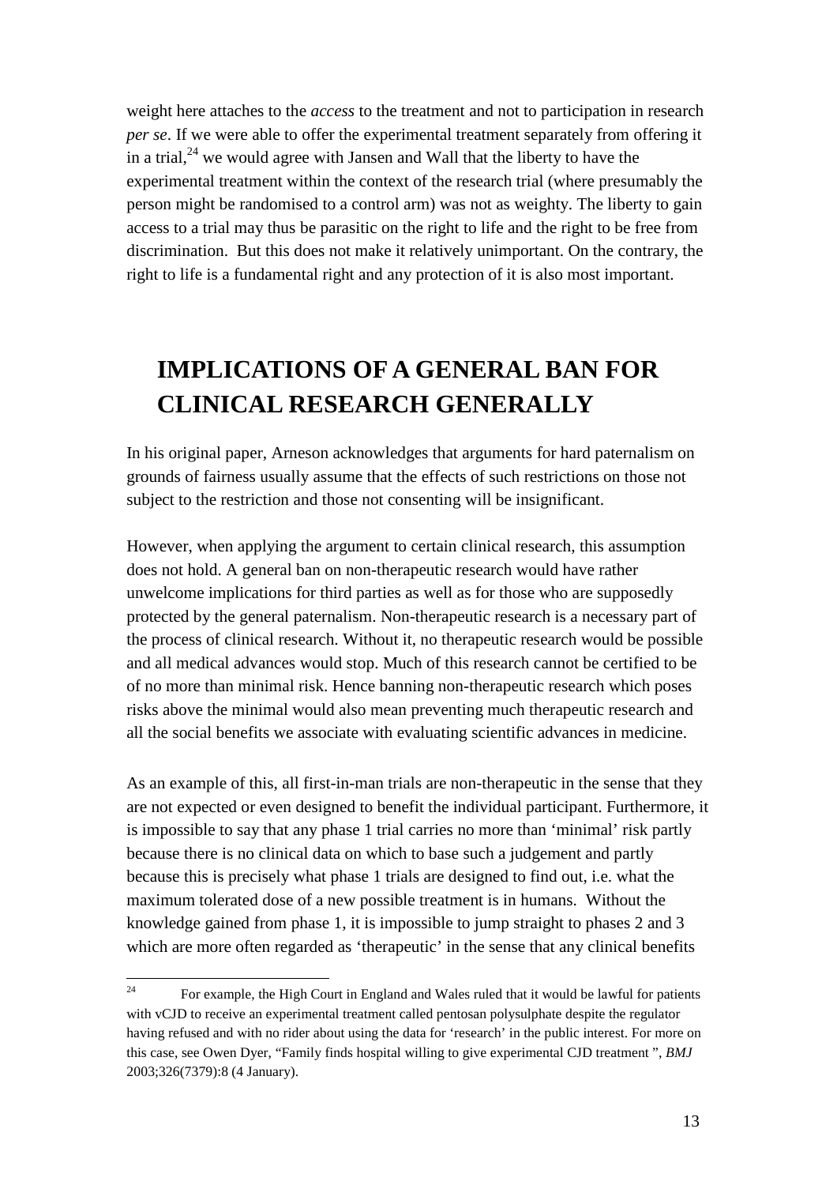weight here attaches to the *access* to the treatment and not to participation in research *per se*. If we were able to offer the experimental treatment separately from offering it in a trial,[24] we would agree with Jansen and Wall that the liberty to have the experimental treatment within the context of the research trial (where presumably the person might be randomised to a control arm) was not as weighty. The liberty to gain access to a trial may thus be parasitic on the right to life and the right to be free from discrimination. But this does not make it relatively unimportant. On the contrary, the right to life is a fundamental right and any protection of it is also most important.

# IMPLICATIONS OF A GENERAL BAN FOR CLINICAL RESEARCH GENERALLY

In his original paper, Arneson acknowledges that arguments for hard paternalism on grounds of fairness usually assume that the effects of such restrictions on those not subject to the restriction and those not consenting will be insignificant.

However, when applying the argument to certain clinical research, this assumption does not hold. A general ban on non-therapeutic research would have rather unwelcome implications for third parties as well as for those who are supposedly protected by the general paternalism. Non-therapeutic research is a necessary part of the process of clinical research. Without it, no therapeutic research would be possible and all medical advances would stop. Much of this research cannot be certified to be of no more than minimal risk. Hence banning non-therapeutic research which poses risks above the minimal would also mean preventing much therapeutic research and all the social benefits we associate with evaluating scientific advances in medicine.

As an example of this, all first-in-man trials are non-therapeutic in the sense that they are not expected or even designed to benefit the individual participant. Furthermore, it is impossible to say that any phase 1 trial carries no more than 'minimal' risk partly because there is no clinical data on which to base such a judgement and partly because this is precisely what phase 1 trials are designed to find out, i.e. what the maximum tolerated dose of a new possible treatment is in humans. Without the knowledge gained from phase 1, it is impossible to jump straight to phases 2 and 3 which are more often regarded as 'therapeutic' in the sense that any clinical benefits

[24] For example, the High Court in England and Wales ruled that it would be lawful for patients with vCJD to receive an experimental treatment called pentosan polysulphate despite the regulator having refused and with no rider about using the data for 'research' in the public interest. For more on this case, see Owen Dyer, "Family finds hospital willing to give experimental CJD treatment ", *BMJ* 2003;326(7379):8 (4 January).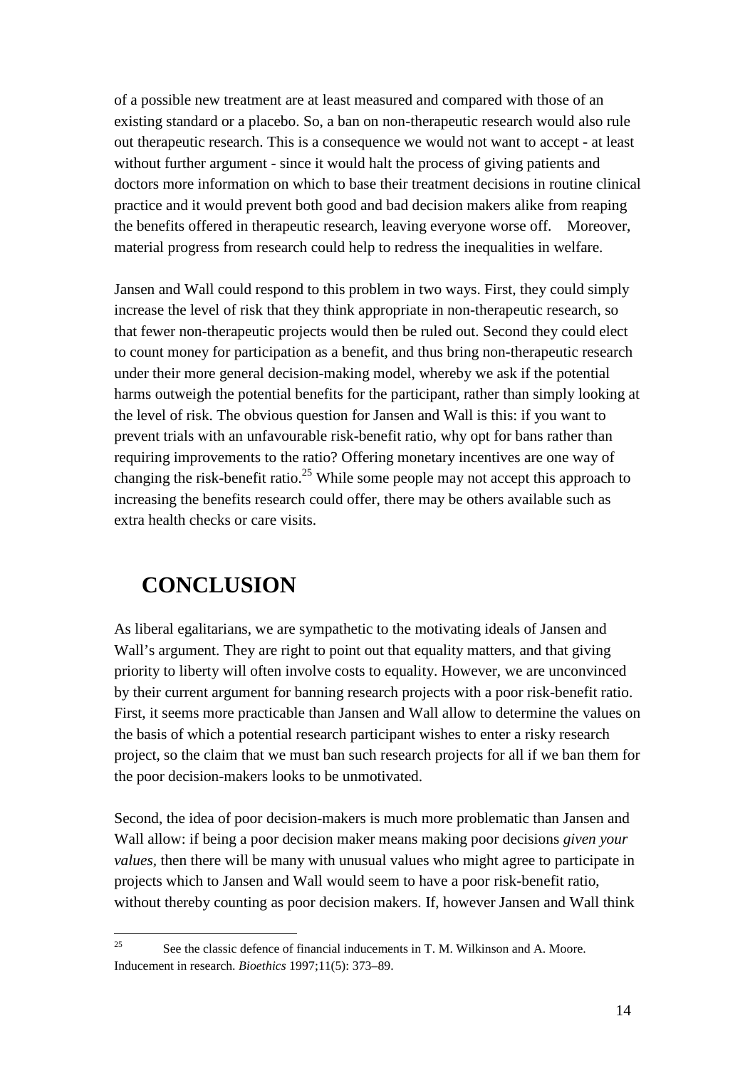of a possible new treatment are at least measured and compared with those of an existing standard or a placebo. So, a ban on non-therapeutic research would also rule out therapeutic research. This is a consequence we would not want to accept - at least without further argument - since it would halt the process of giving patients and doctors more information on which to base their treatment decisions in routine clinical practice and it would prevent both good and bad decision makers alike from reaping the benefits offered in therapeutic research, leaving everyone worse off. Moreover, material progress from research could help to redress the inequalities in welfare.

Jansen and Wall could respond to this problem in two ways. First, they could simply increase the level of risk that they think appropriate in non-therapeutic research, so that fewer non-therapeutic projects would then be ruled out. Second they could elect to count money for participation as a benefit, and thus bring non-therapeutic research under their more general decision-making model, whereby we ask if the potential harms outweigh the potential benefits for the participant, rather than simply looking at the level of risk. The obvious question for Jansen and Wall is this: if you want to prevent trials with an unfavourable risk-benefit ratio, why opt for bans rather than requiring improvements to the ratio? Offering monetary incentives are one way of changing the risk-benefit ratio.[25] While some people may not accept this approach to increasing the benefits research could offer, there may be others available such as extra health checks or care visits.

# CONCLUSION

As liberal egalitarians, we are sympathetic to the motivating ideals of Jansen and Wall's argument. They are right to point out that equality matters, and that giving priority to liberty will often involve costs to equality. However, we are unconvinced by their current argument for banning research projects with a poor risk-benefit ratio. First, it seems more practicable than Jansen and Wall allow to determine the values on the basis of which a potential research participant wishes to enter a risky research project, so the claim that we must ban such research projects for all if we ban them for the poor decision-makers looks to be unmotivated.

Second, the idea of poor decision-makers is much more problematic than Jansen and Wall allow: if being a poor decision maker means making poor decisions *given your values*, then there will be many with unusual values who might agree to participate in projects which to Jansen and Wall would seem to have a poor risk-benefit ratio, without thereby counting as poor decision makers. If, however Jansen and Wall think

[25] See the classic defence of financial inducements in T. M. Wilkinson and A. Moore. Inducement in research. *Bioethics* 1997;11(5): 373–89.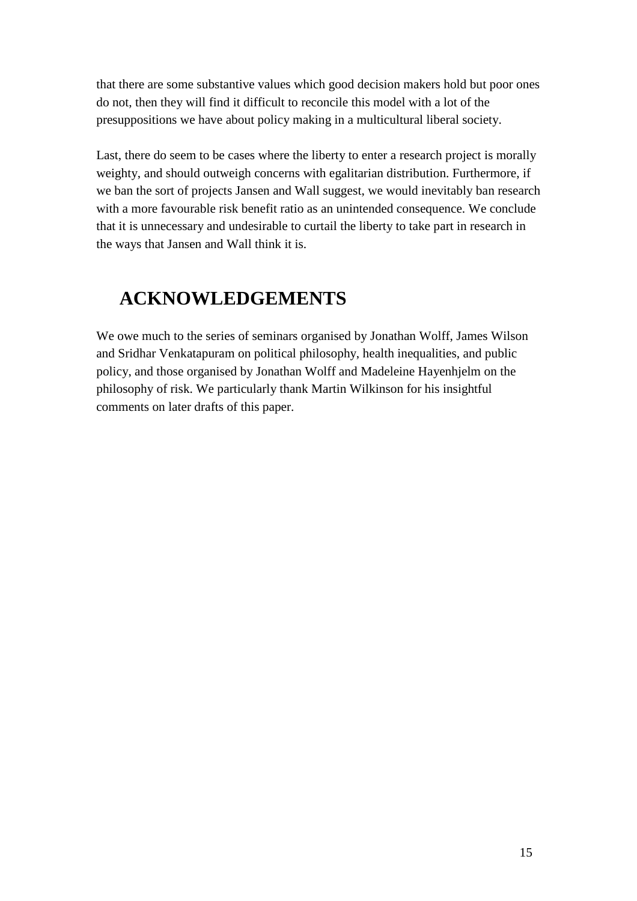that there are some substantive values which good decision makers hold but poor ones do not, then they will find it difficult to reconcile this model with a lot of the presuppositions we have about policy making in a multicultural liberal society.

Last, there do seem to be cases where the liberty to enter a research project is morally weighty, and should outweigh concerns with egalitarian distribution. Furthermore, if we ban the sort of projects Jansen and Wall suggest, we would inevitably ban research with a more favourable risk benefit ratio as an unintended consequence. We conclude that it is unnecessary and undesirable to curtail the liberty to take part in research in the ways that Jansen and Wall think it is.

## ACKNOWLEDGEMENTS

We owe much to the series of seminars organised by Jonathan Wolff, James Wilson and Sridhar Venkatapuram on political philosophy, health inequalities, and public policy, and those organised by Jonathan Wolff and Madeleine Hayenhjelm on the philosophy of risk. We particularly thank Martin Wilkinson for his insightful comments on later drafts of this paper.